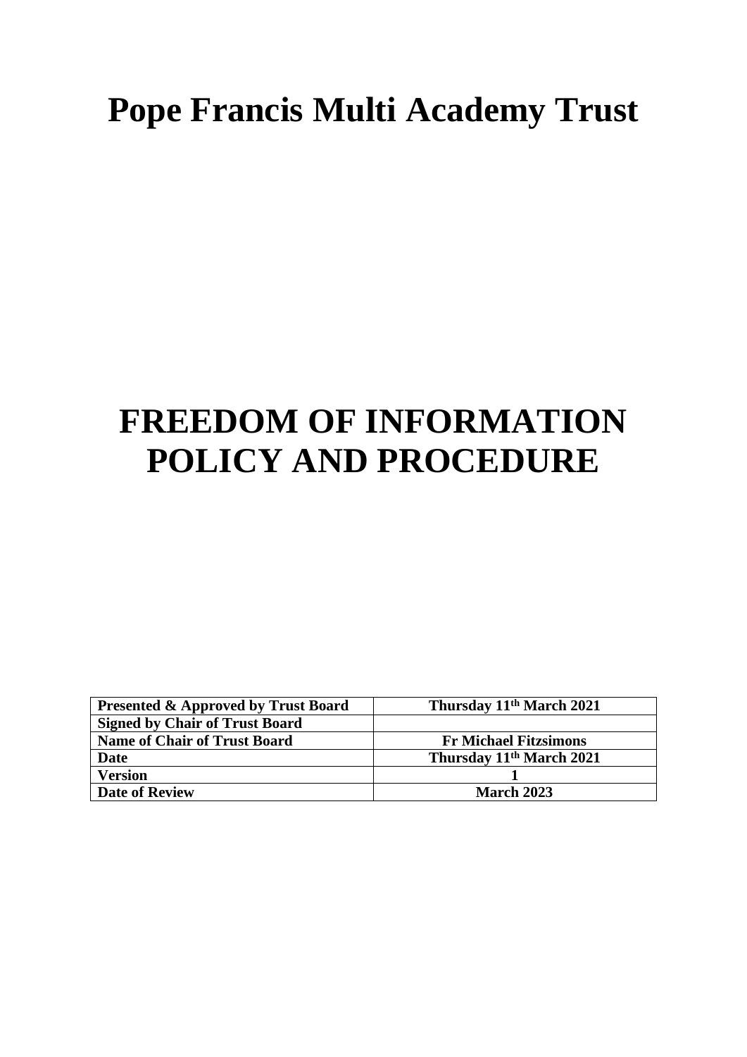# Pope Francis Multi Academy Trust

# FREEDOM OF INFORMATION POLICY AND PROCEDURE

| **Presented & Approved by Trust Board** | **Thursday 11th March 2021** |
|---|---|
| **Signed by Chair of Trust Board** | |
| **Name of Chair of Trust Board** | **Fr Michael Fitzsimons** |
| **Date** | **Thursday 11th March 2021** |
| **Version** | **1** |
| **Date of Review** | **March 2023** |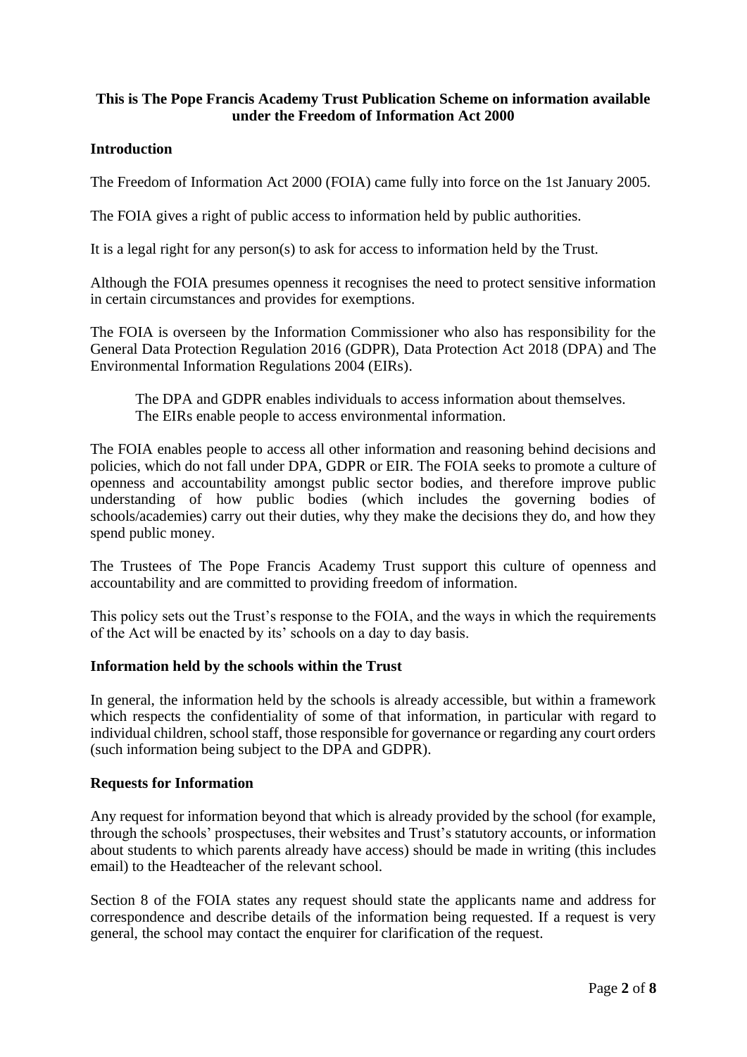**This is The Pope Francis Academy Trust Publication Scheme on information available under the Freedom of Information Act 2000**

## Introduction

The Freedom of Information Act 2000 (FOIA) came fully into force on the 1st January 2005.

The FOIA gives a right of public access to information held by public authorities.

It is a legal right for any person(s) to ask for access to information held by the Trust.

Although the FOIA presumes openness it recognises the need to protect sensitive information in certain circumstances and provides for exemptions.

The FOIA is overseen by the Information Commissioner who also has responsibility for the General Data Protection Regulation 2016 (GDPR), Data Protection Act 2018 (DPA) and The Environmental Information Regulations 2004 (EIRs).

> The DPA and GDPR enables individuals to access information about themselves.
> The EIRs enable people to access environmental information.

The FOIA enables people to access all other information and reasoning behind decisions and policies, which do not fall under DPA, GDPR or EIR. The FOIA seeks to promote a culture of openness and accountability amongst public sector bodies, and therefore improve public understanding of how public bodies (which includes the governing bodies of schools/academies) carry out their duties, why they make the decisions they do, and how they spend public money.

The Trustees of The Pope Francis Academy Trust support this culture of openness and accountability and are committed to providing freedom of information.

This policy sets out the Trust's response to the FOIA, and the ways in which the requirements of the Act will be enacted by its' schools on a day to day basis.

## Information held by the schools within the Trust

In general, the information held by the schools is already accessible, but within a framework which respects the confidentiality of some of that information, in particular with regard to individual children, school staff, those responsible for governance or regarding any court orders (such information being subject to the DPA and GDPR).

## Requests for Information

Any request for information beyond that which is already provided by the school (for example, through the schools' prospectuses, their websites and Trust's statutory accounts, or information about students to which parents already have access) should be made in writing (this includes email) to the Headteacher of the relevant school.

Section 8 of the FOIA states any request should state the applicants name and address for correspondence and describe details of the information being requested. If a request is very general, the school may contact the enquirer for clarification of the request.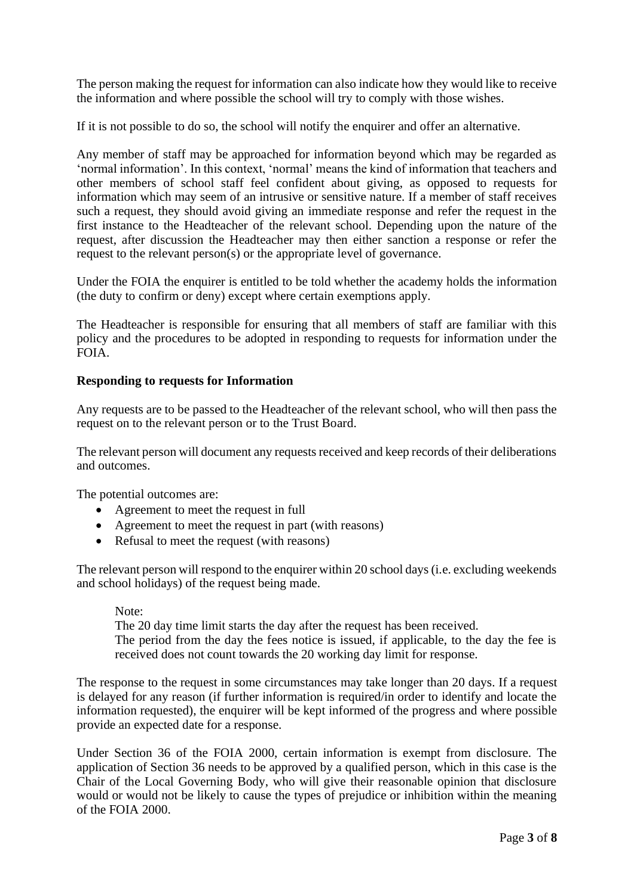The person making the request for information can also indicate how they would like to receive the information and where possible the school will try to comply with those wishes.

If it is not possible to do so, the school will notify the enquirer and offer an alternative.

Any member of staff may be approached for information beyond which may be regarded as 'normal information'. In this context, 'normal' means the kind of information that teachers and other members of school staff feel confident about giving, as opposed to requests for information which may seem of an intrusive or sensitive nature. If a member of staff receives such a request, they should avoid giving an immediate response and refer the request in the first instance to the Headteacher of the relevant school. Depending upon the nature of the request, after discussion the Headteacher may then either sanction a response or refer the request to the relevant person(s) or the appropriate level of governance.

Under the FOIA the enquirer is entitled to be told whether the academy holds the information (the duty to confirm or deny) except where certain exemptions apply.

The Headteacher is responsible for ensuring that all members of staff are familiar with this policy and the procedures to be adopted in responding to requests for information under the FOIA.

**Responding to requests for Information**

Any requests are to be passed to the Headteacher of the relevant school, who will then pass the request on to the relevant person or to the Trust Board.

The relevant person will document any requests received and keep records of their deliberations and outcomes.

The potential outcomes are:

- Agreement to meet the request in full
- Agreement to meet the request in part (with reasons)
- Refusal to meet the request (with reasons)

The relevant person will respond to the enquirer within 20 school days (i.e. excluding weekends and school holidays) of the request being made.

> Note:
> The 20 day time limit starts the day after the request has been received.
> The period from the day the fees notice is issued, if applicable, to the day the fee is received does not count towards the 20 working day limit for response.

The response to the request in some circumstances may take longer than 20 days. If a request is delayed for any reason (if further information is required/in order to identify and locate the information requested), the enquirer will be kept informed of the progress and where possible provide an expected date for a response.

Under Section 36 of the FOIA 2000, certain information is exempt from disclosure. The application of Section 36 needs to be approved by a qualified person, which in this case is the Chair of the Local Governing Body, who will give their reasonable opinion that disclosure would or would not be likely to cause the types of prejudice or inhibition within the meaning of the FOIA 2000.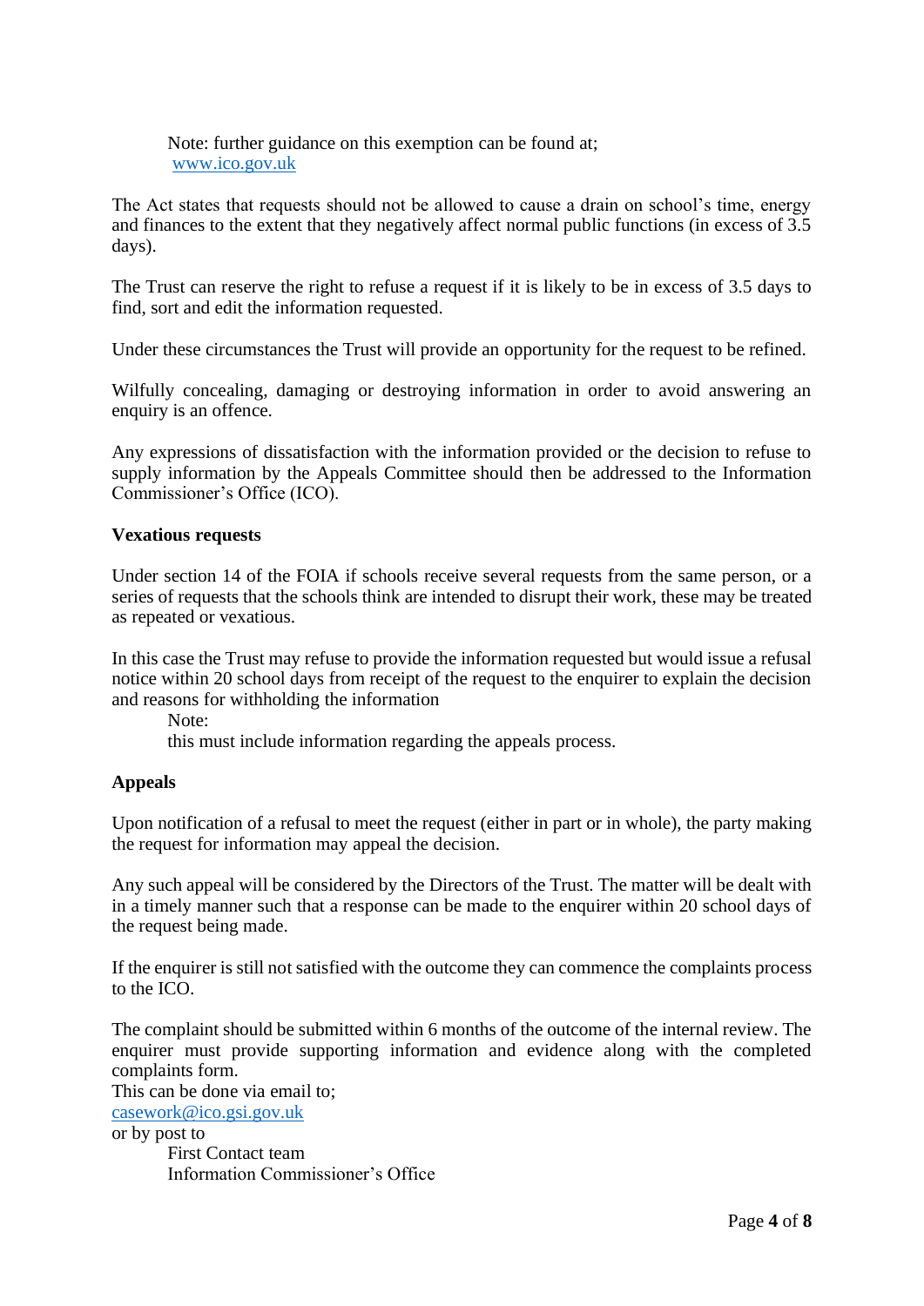Note: further guidance on this exemption can be found at;
[www.ico.gov.uk](http://www.ico.gov.uk)

The Act states that requests should not be allowed to cause a drain on school's time, energy and finances to the extent that they negatively affect normal public functions (in excess of 3.5 days).

The Trust can reserve the right to refuse a request if it is likely to be in excess of 3.5 days to find, sort and edit the information requested.

Under these circumstances the Trust will provide an opportunity for the request to be refined.

Wilfully concealing, damaging or destroying information in order to avoid answering an enquiry is an offence.

Any expressions of dissatisfaction with the information provided or the decision to refuse to supply information by the Appeals Committee should then be addressed to the Information Commissioner's Office (ICO).

**Vexatious requests**

Under section 14 of the FOIA if schools receive several requests from the same person, or a series of requests that the schools think are intended to disrupt their work, these may be treated as repeated or vexatious.

In this case the Trust may refuse to provide the information requested but would issue a refusal notice within 20 school days from receipt of the request to the enquirer to explain the decision and reasons for withholding the information

Note:
this must include information regarding the appeals process.

**Appeals**

Upon notification of a refusal to meet the request (either in part or in whole), the party making the request for information may appeal the decision.

Any such appeal will be considered by the Directors of the Trust. The matter will be dealt with in a timely manner such that a response can be made to the enquirer within 20 school days of the request being made.

If the enquirer is still not satisfied with the outcome they can commence the complaints process to the ICO.

The complaint should be submitted within 6 months of the outcome of the internal review. The enquirer must provide supporting information and evidence along with the completed complaints form.
This can be done via email to;
[casework@ico.gsi.gov.uk](mailto:casework@ico.gsi.gov.uk)
or by post to

First Contact team
Information Commissioner's Office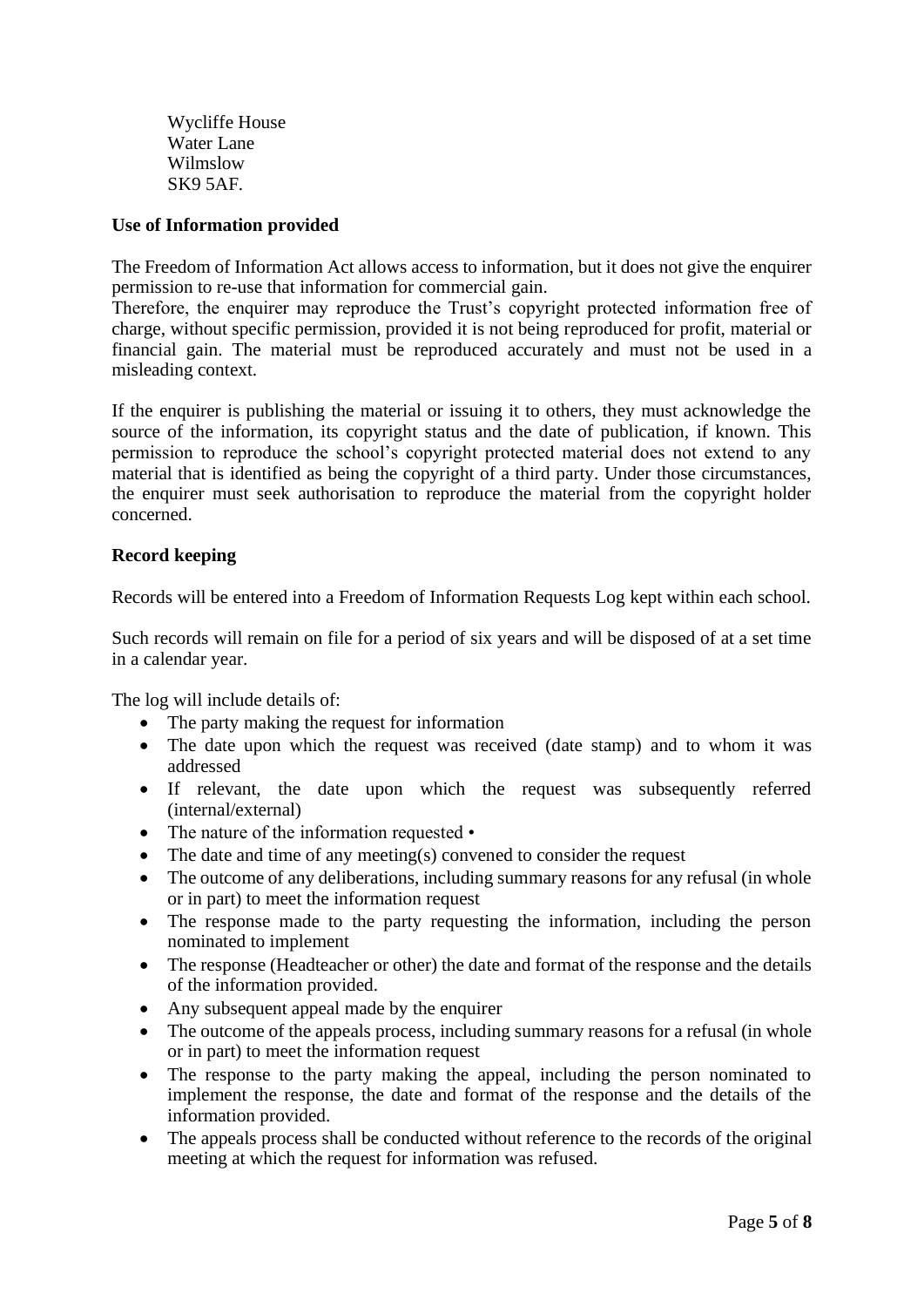Wycliffe House
Water Lane
Wilmslow
SK9 5AF.

**Use of Information provided**

The Freedom of Information Act allows access to information, but it does not give the enquirer permission to re-use that information for commercial gain.
Therefore, the enquirer may reproduce the Trust's copyright protected information free of charge, without specific permission, provided it is not being reproduced for profit, material or financial gain. The material must be reproduced accurately and must not be used in a misleading context.

If the enquirer is publishing the material or issuing it to others, they must acknowledge the source of the information, its copyright status and the date of publication, if known. This permission to reproduce the school's copyright protected material does not extend to any material that is identified as being the copyright of a third party. Under those circumstances, the enquirer must seek authorisation to reproduce the material from the copyright holder concerned.

**Record keeping**

Records will be entered into a Freedom of Information Requests Log kept within each school.

Such records will remain on file for a period of six years and will be disposed of at a set time in a calendar year.

The log will include details of:

- The party making the request for information
- The date upon which the request was received (date stamp) and to whom it was addressed
- If relevant, the date upon which the request was subsequently referred (internal/external)
- The nature of the information requested •
- The date and time of any meeting(s) convened to consider the request
- The outcome of any deliberations, including summary reasons for any refusal (in whole or in part) to meet the information request
- The response made to the party requesting the information, including the person nominated to implement
- The response (Headteacher or other) the date and format of the response and the details of the information provided.
- Any subsequent appeal made by the enquirer
- The outcome of the appeals process, including summary reasons for a refusal (in whole or in part) to meet the information request
- The response to the party making the appeal, including the person nominated to implement the response, the date and format of the response and the details of the information provided.
- The appeals process shall be conducted without reference to the records of the original meeting at which the request for information was refused.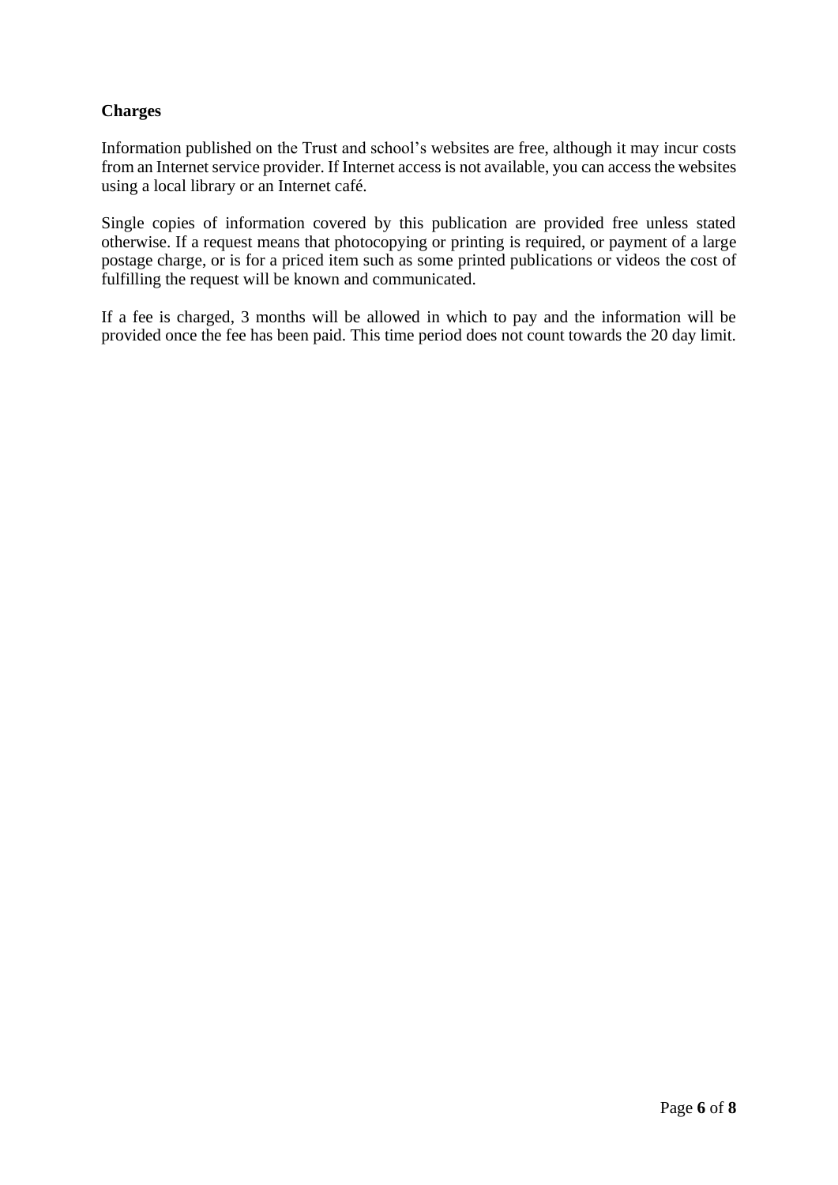**Charges**

Information published on the Trust and school's websites are free, although it may incur costs from an Internet service provider. If Internet access is not available, you can access the websites using a local library or an Internet café.

Single copies of information covered by this publication are provided free unless stated otherwise. If a request means that photocopying or printing is required, or payment of a large postage charge, or is for a priced item such as some printed publications or videos the cost of fulfilling the request will be known and communicated.

If a fee is charged, 3 months will be allowed in which to pay and the information will be provided once the fee has been paid. This time period does not count towards the 20 day limit.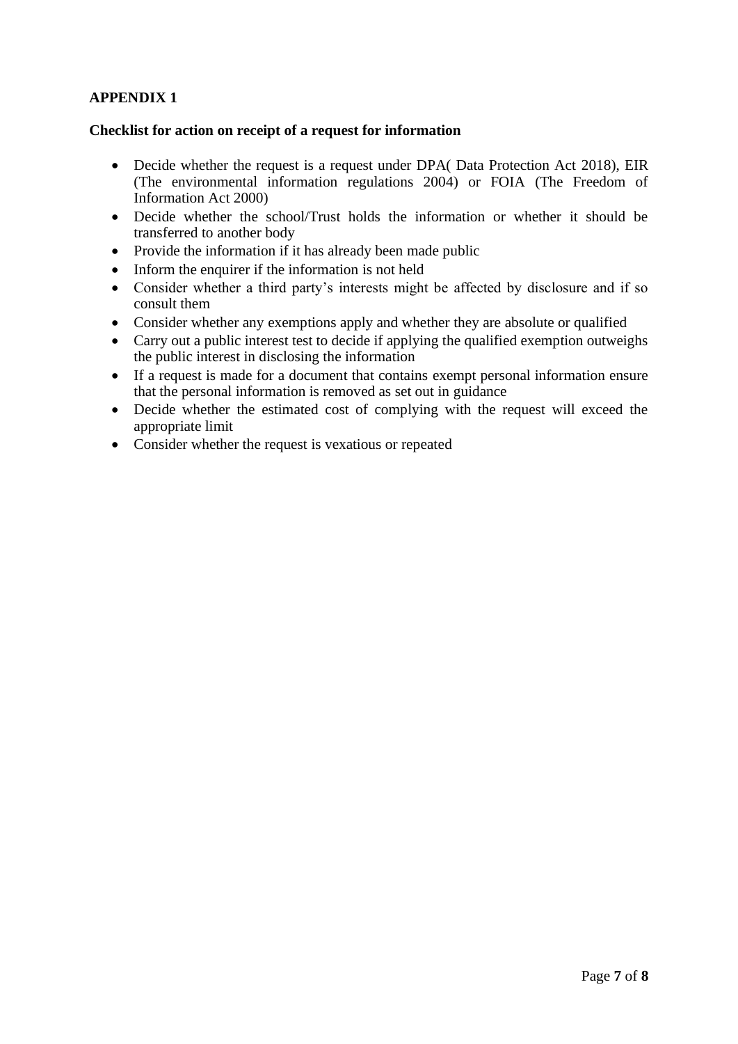**APPENDIX 1**

**Checklist for action on receipt of a request for information**

- Decide whether the request is a request under DPA( Data Protection Act 2018), EIR (The environmental information regulations 2004) or FOIA (The Freedom of Information Act 2000)
- Decide whether the school/Trust holds the information or whether it should be transferred to another body
- Provide the information if it has already been made public
- Inform the enquirer if the information is not held
- Consider whether a third party's interests might be affected by disclosure and if so consult them
- Consider whether any exemptions apply and whether they are absolute or qualified
- Carry out a public interest test to decide if applying the qualified exemption outweighs the public interest in disclosing the information
- If a request is made for a document that contains exempt personal information ensure that the personal information is removed as set out in guidance
- Decide whether the estimated cost of complying with the request will exceed the appropriate limit
- Consider whether the request is vexatious or repeated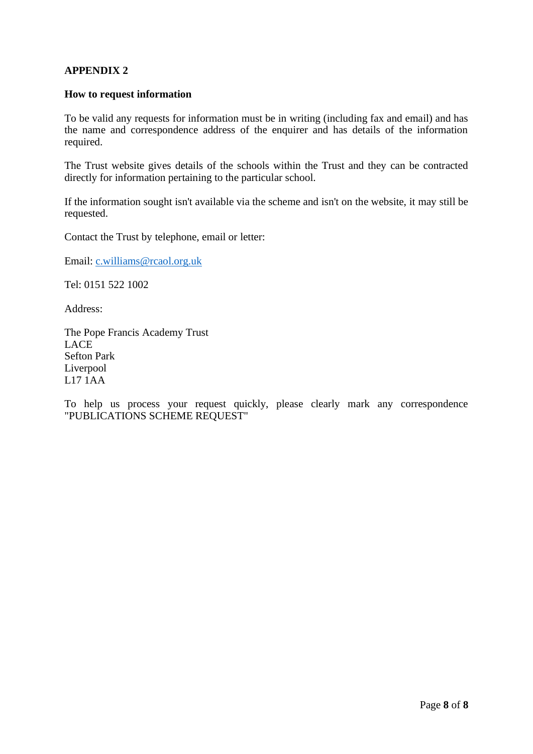**APPENDIX 2**

**How to request information**

To be valid any requests for information must be in writing (including fax and email) and has the name and correspondence address of the enquirer and has details of the information required.

The Trust website gives details of the schools within the Trust and they can be contracted directly for information pertaining to the particular school.

If the information sought isn't available via the scheme and isn't on the website, it may still be requested.

Contact the Trust by telephone, email or letter:

Email: c.williams@rcaol.org.uk

Tel: 0151 522 1002

Address:

The Pope Francis Academy Trust
LACE
Sefton Park
Liverpool
L17 1AA

To help us process your request quickly, please clearly mark any correspondence "PUBLICATIONS SCHEME REQUEST"